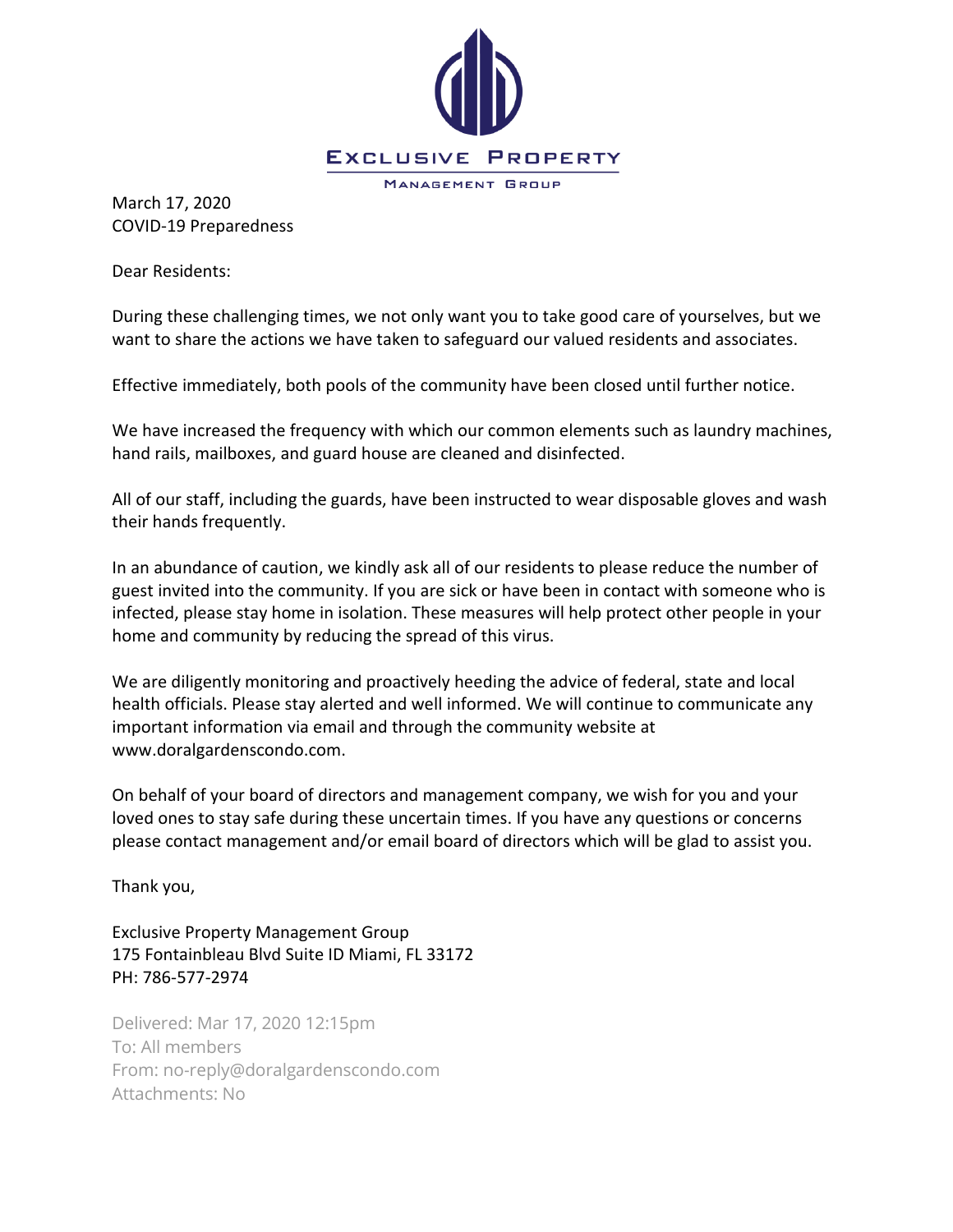EXCLUSIVE PROPERTY

MANAGEMENT GROUP

March 17, 2020
COVID-19 Preparedness

Dear Residents:

During these challenging times, we not only want you to take good care of yourselves, but we want to share the actions we have taken to safeguard our valued residents and associates.

Effective immediately, both pools of the community have been closed until further notice.

We have increased the frequency with which our common elements such as laundry machines, hand rails, mailboxes, and guard house are cleaned and disinfected.

All of our staff, including the guards, have been instructed to wear disposable gloves and wash their hands frequently.

In an abundance of caution, we kindly ask all of our residents to please reduce the number of guest invited into the community. If you are sick or have been in contact with someone who is infected, please stay home in isolation. These measures will help protect other people in your home and community by reducing the spread of this virus.

We are diligently monitoring and proactively heeding the advice of federal, state and local health officials. Please stay alerted and well informed. We will continue to communicate any important information via email and through the community website at www.doralgardenscondo.com.

On behalf of your board of directors and management company, we wish for you and your loved ones to stay safe during these uncertain times. If you have any questions or concerns please contact management and/or email board of directors which will be glad to assist you.

Thank you,

Exclusive Property Management Group
175 Fontainbleau Blvd Suite ID Miami, FL 33172
PH: 786-577-2974

Delivered: Mar 17, 2020 12:15pm
To: All members
From: no-reply@doralgardenscondo.com
Attachments: No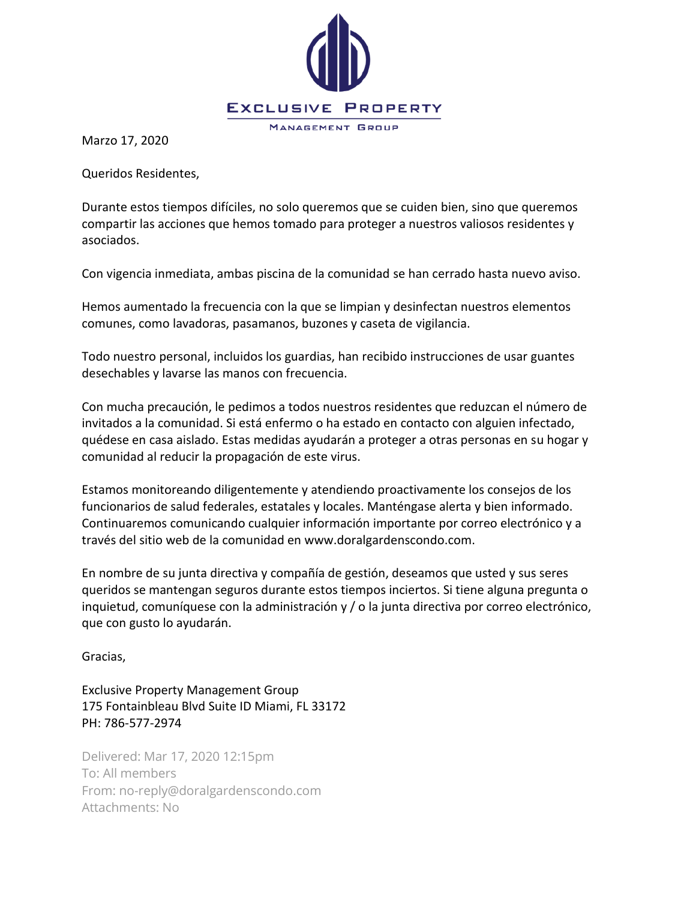**EXCLUSIVE PROPERTY**

MANAGEMENT GROUP

Marzo 17, 2020

Queridos Residentes,

Durante estos tiempos difíciles, no solo queremos que se cuiden bien, sino que queremos compartir las acciones que hemos tomado para proteger a nuestros valiosos residentes y asociados.

Con vigencia inmediata, ambas piscina de la comunidad se han cerrado hasta nuevo aviso.

Hemos aumentado la frecuencia con la que se limpian y desinfectan nuestros elementos comunes, como lavadoras, pasamanos, buzones y caseta de vigilancia.

Todo nuestro personal, incluidos los guardias, han recibido instrucciones de usar guantes desechables y lavarse las manos con frecuencia.

Con mucha precaución, le pedimos a todos nuestros residentes que reduzcan el número de invitados a la comunidad. Si está enfermo o ha estado en contacto con alguien infectado, quédese en casa aislado. Estas medidas ayudarán a proteger a otras personas en su hogar y comunidad al reducir la propagación de este virus.

Estamos monitoreando diligentemente y atendiendo proactivamente los consejos de los funcionarios de salud federales, estatales y locales. Manténgase alerta y bien informado. Continuaremos comunicando cualquier información importante por correo electrónico y a través del sitio web de la comunidad en www.doralgardenscondo.com.

En nombre de su junta directiva y compañía de gestión, deseamos que usted y sus seres queridos se mantengan seguros durante estos tiempos inciertos. Si tiene alguna pregunta o inquietud, comuníquese con la administración y / o la junta directiva por correo electrónico, que con gusto lo ayudarán.

Gracias,

Exclusive Property Management Group
175 Fontainbleau Blvd Suite ID Miami, FL 33172
PH: 786-577-2974

Delivered: Mar 17, 2020 12:15pm
To: All members
From: no-reply@doralgardenscondo.com
Attachments: No